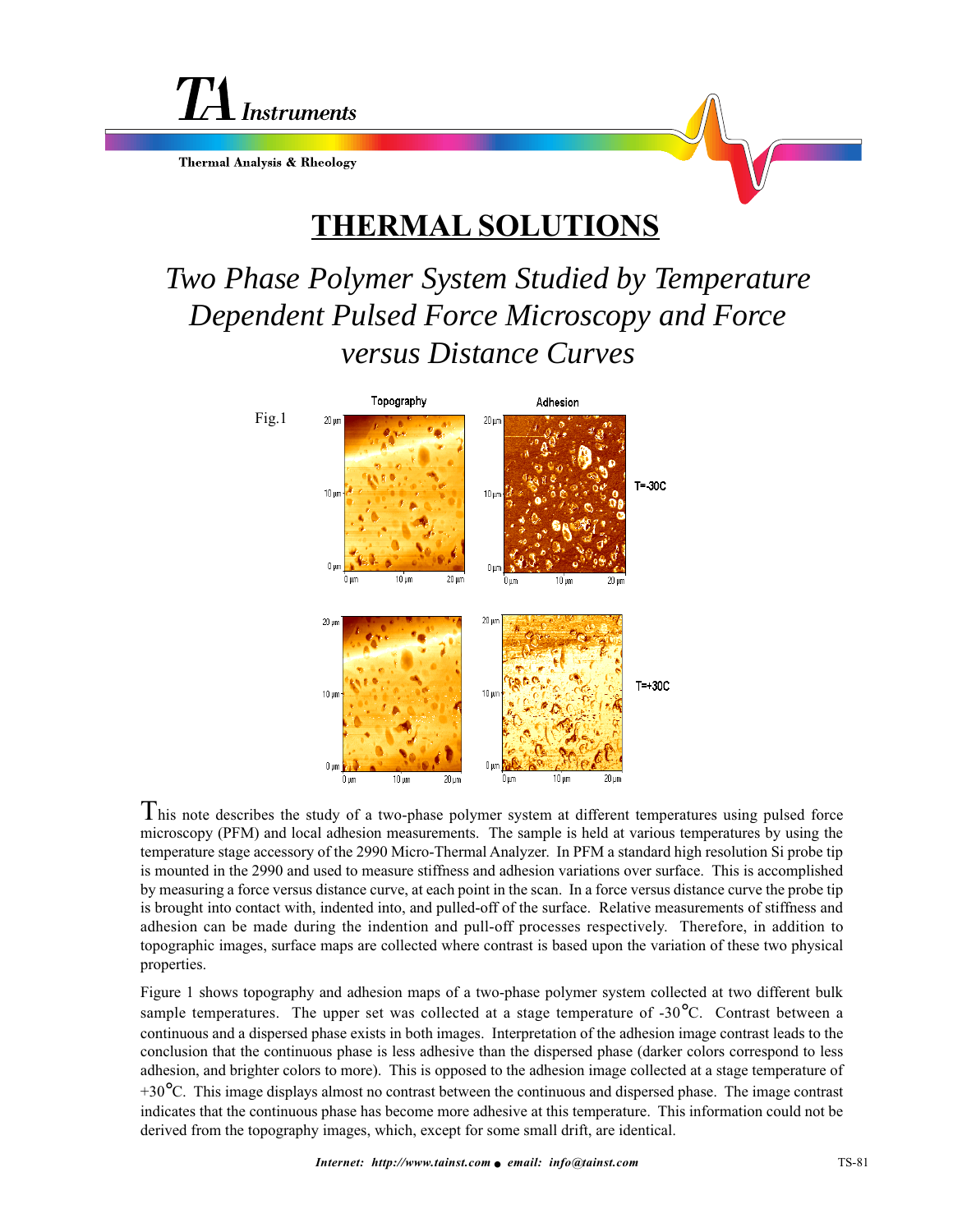# THERMAL SOLUTIONS

## *Two Phase Polymer System Studied by Temperature Dependent Pulsed Force Microscopy and Force versus Distance Curves*

Fig.1

This note describes the study of a two-phase polymer system at different temperatures using pulsed force microscopy (PFM) and local adhesion measurements. The sample is held at various temperatures by using the temperature stage accessory of the 2990 Micro-Thermal Analyzer. In PFM a standard high resolution Si probe tip is mounted in the 2990 and used to measure stiffness and adhesion variations over surface. This is accomplished by measuring a force versus distance curve, at each point in the scan. In a force versus distance curve the probe tip is brought into contact with, indented into, and pulled-off of the surface. Relative measurements of stiffness and adhesion can be made during the indention and pull-off processes respectively. Therefore, in addition to topographic images, surface maps are collected where contrast is based upon the variation of these two physical properties.

Figure 1 shows topography and adhesion maps of a two-phase polymer system collected at two different bulk sample temperatures. The upper set was collected at a stage temperature of -30°C. Contrast between a continuous and a dispersed phase exists in both images. Interpretation of the adhesion image contrast leads to the conclusion that the continuous phase is less adhesive than the dispersed phase (darker colors correspond to less adhesion, and brighter colors to more). This is opposed to the adhesion image collected at a stage temperature of +30°C. This image displays almost no contrast between the continuous and dispersed phase. The image contrast indicates that the continuous phase has become more adhesive at this temperature. This information could not be derived from the topography images, which, except for some small drift, are identical.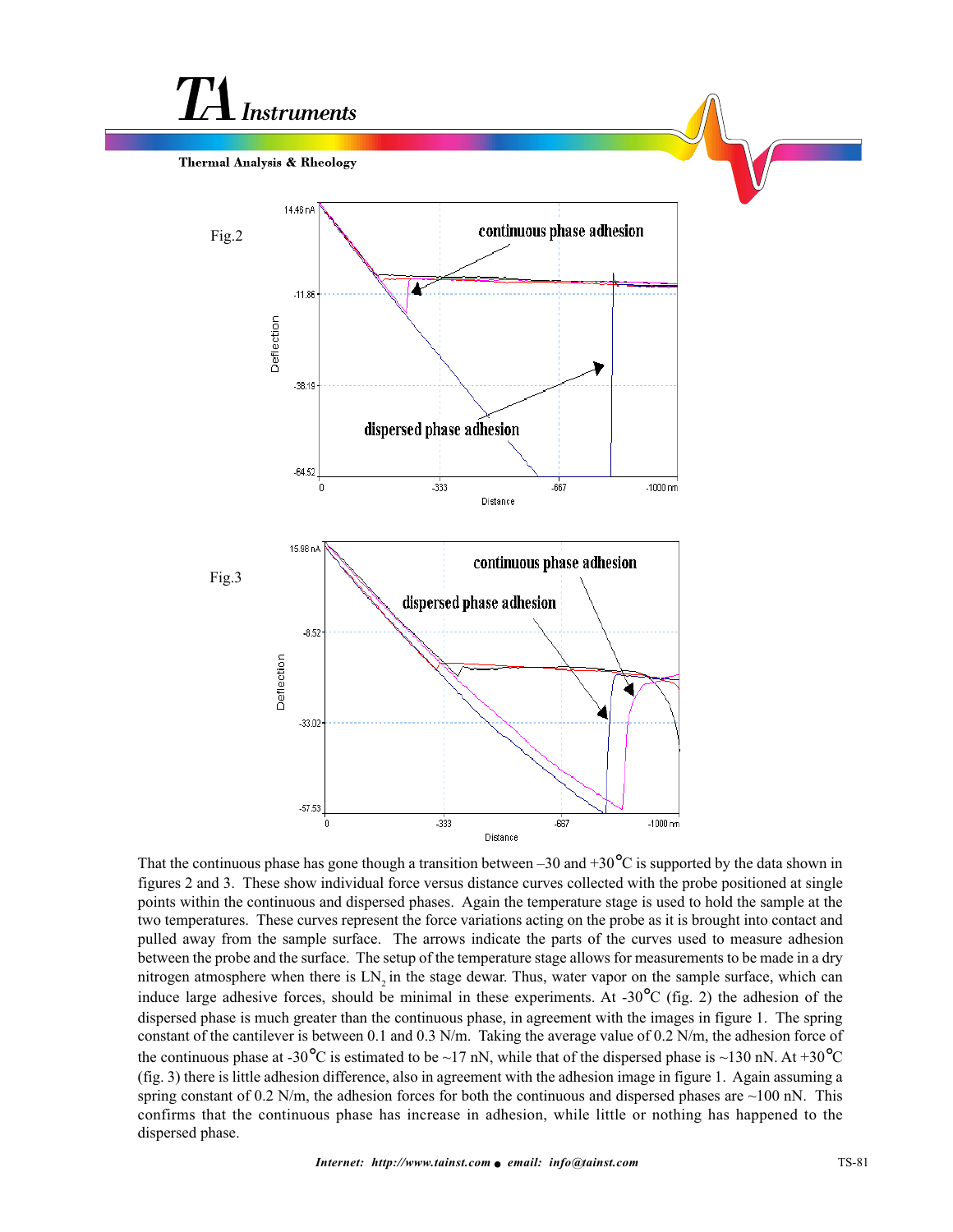Fig.2

14.46 nA

-11.86

-38.19

-64.52

Deflection

0

-333

-667

-1000 nm

Distance

continuous phase adhesion

dispersed phase adhesion

Fig.3

15.98 nA

-8.52

-33.02

-57.53

Deflection

0

-333

-667

-1000 nm

Distance

continuous phase adhesion

dispersed phase adhesion

That the continuous phase has gone though a transition between –30 and +30°C is supported by the data shown in figures 2 and 3. These show individual force versus distance curves collected with the probe positioned at single points within the continuous and dispersed phases. Again the temperature stage is used to hold the sample at the two temperatures. These curves represent the force variations acting on the probe as it is brought into contact and pulled away from the sample surface. The arrows indicate the parts of the curves used to measure adhesion between the probe and the surface. The setup of the temperature stage allows for measurements to be made in a dry nitrogen atmosphere when there is $LN_2$ in the stage dewar. Thus, water vapor on the sample surface, which can induce large adhesive forces, should be minimal in these experiments. At -30°C (fig. 2) the adhesion of the dispersed phase is much greater than the continuous phase, in agreement with the images in figure 1. The spring constant of the cantilever is between 0.1 and 0.3 N/m. Taking the average value of 0.2 N/m, the adhesion force of the continuous phase at -30°C is estimated to be ~17 nN, while that of the dispersed phase is ~130 nN. At +30°C (fig. 3) there is little adhesion difference, also in agreement with the adhesion image in figure 1. Again assuming a spring constant of 0.2 N/m, the adhesion forces for both the continuous and dispersed phases are ~100 nN. This confirms that the continuous phase has increase in adhesion, while little or nothing has happened to the dispersed phase.